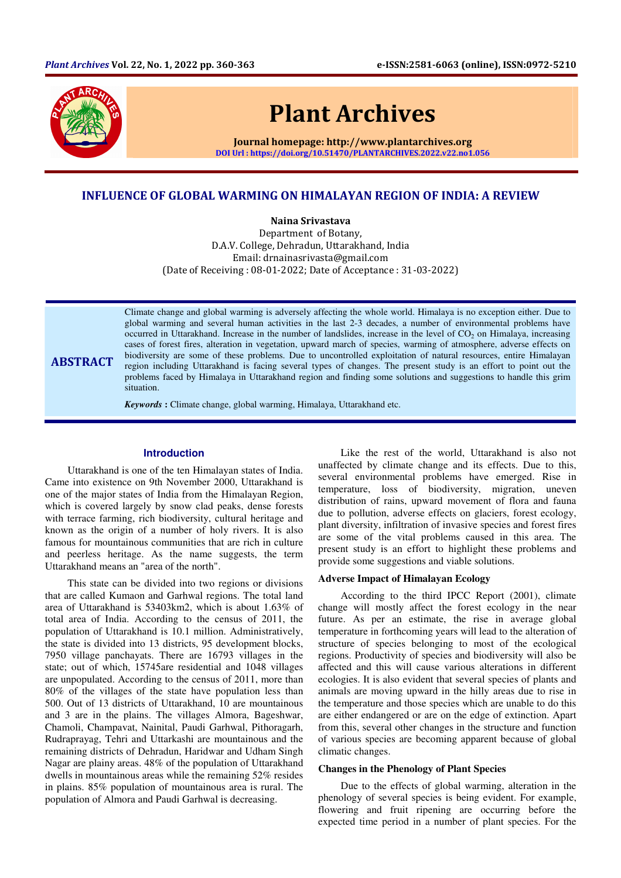# INFLUENCE OF GLOBAL WARMING ON HIMALAYAN REGION OF INDIA: A REVIEW

**Naina Srivastava**

Department of Botany,
D.A.V. College, Dehradun, Uttarakhand, India
Email: drnainasrivasta@gmail.com
(Date of Receiving : 08-01-2022; Date of Acceptance : 31-03-2022)

## ABSTRACT

Climate change and global warming is adversely affecting the whole world. Himalaya is no exception either. Due to global warming and several human activities in the last 2-3 decades, a number of environmental problems have occurred in Uttarakhand. Increase in the number of landslides, increase in the level of $CO_2$ on Himalaya, increasing cases of forest fires, alteration in vegetation, upward march of species, warming of atmosphere, adverse effects on biodiversity are some of these problems. Due to uncontrolled exploitation of natural resources, entire Himalayan region including Uttarakhand is facing several types of changes. The present study is an effort to point out the problems faced by Himalaya in Uttarakhand region and finding some solutions and suggestions to handle this grim situation.

***Keywords*** **:** Climate change, global warming, Himalaya, Uttarakhand etc.

## Introduction

Uttarakhand is one of the ten Himalayan states of India. Came into existence on 9th November 2000, Uttarakhand is one of the major states of India from the Himalayan Region, which is covered largely by snow clad peaks, dense forests with terrace farming, rich biodiversity, cultural heritage and known as the origin of a number of holy rivers. It is also famous for mountainous communities that are rich in culture and peerless heritage. As the name suggests, the term Uttarakhand means an "area of the north".

This state can be divided into two regions or divisions that are called Kumaon and Garhwal regions. The total land area of Uttarakhand is 53403km2, which is about 1.63% of total area of India. According to the census of 2011, the population of Uttarakhand is 10.1 million. Administratively, the state is divided into 13 districts, 95 development blocks, 7950 village panchayats. There are 16793 villages in the state; out of which, 15745are residential and 1048 villages are unpopulated. According to the census of 2011, more than 80% of the villages of the state have population less than 500. Out of 13 districts of Uttarakhand, 10 are mountainous and 3 are in the plains. The villages Almora, Bageshwar, Chamoli, Champavat, Nainital, Paudi Garhwal, Pithoragarh, Rudraprayag, Tehri and Uttarkashi are mountainous and the remaining districts of Dehradun, Haridwar and Udham Singh Nagar are plainy areas. 48% of the population of Uttarakhand dwells in mountainous areas while the remaining 52% resides in plains. 85% population of mountainous area is rural. The population of Almora and Paudi Garhwal is decreasing.

Like the rest of the world, Uttarakhand is also not unaffected by climate change and its effects. Due to this, several environmental problems have emerged. Rise in temperature, loss of biodiversity, migration, uneven distribution of rains, upward movement of flora and fauna due to pollution, adverse effects on glaciers, forest ecology, plant diversity, infiltration of invasive species and forest fires are some of the vital problems caused in this area. The present study is an effort to highlight these problems and provide some suggestions and viable solutions.

### Adverse Impact of Himalayan Ecology

According to the third IPCC Report (2001), climate change will mostly affect the forest ecology in the near future. As per an estimate, the rise in average global temperature in forthcoming years will lead to the alteration of structure of species belonging to most of the ecological regions. Productivity of species and biodiversity will also be affected and this will cause various alterations in different ecologies. It is also evident that several species of plants and animals are moving upward in the hilly areas due to rise in the temperature and those species which are unable to do this are either endangered or are on the edge of extinction. Apart from this, several other changes in the structure and function of various species are becoming apparent because of global climatic changes.

### Changes in the Phenology of Plant Species

Due to the effects of global warming, alteration in the phenology of several species is being evident. For example, flowering and fruit ripening are occurring before the expected time period in a number of plant species. For the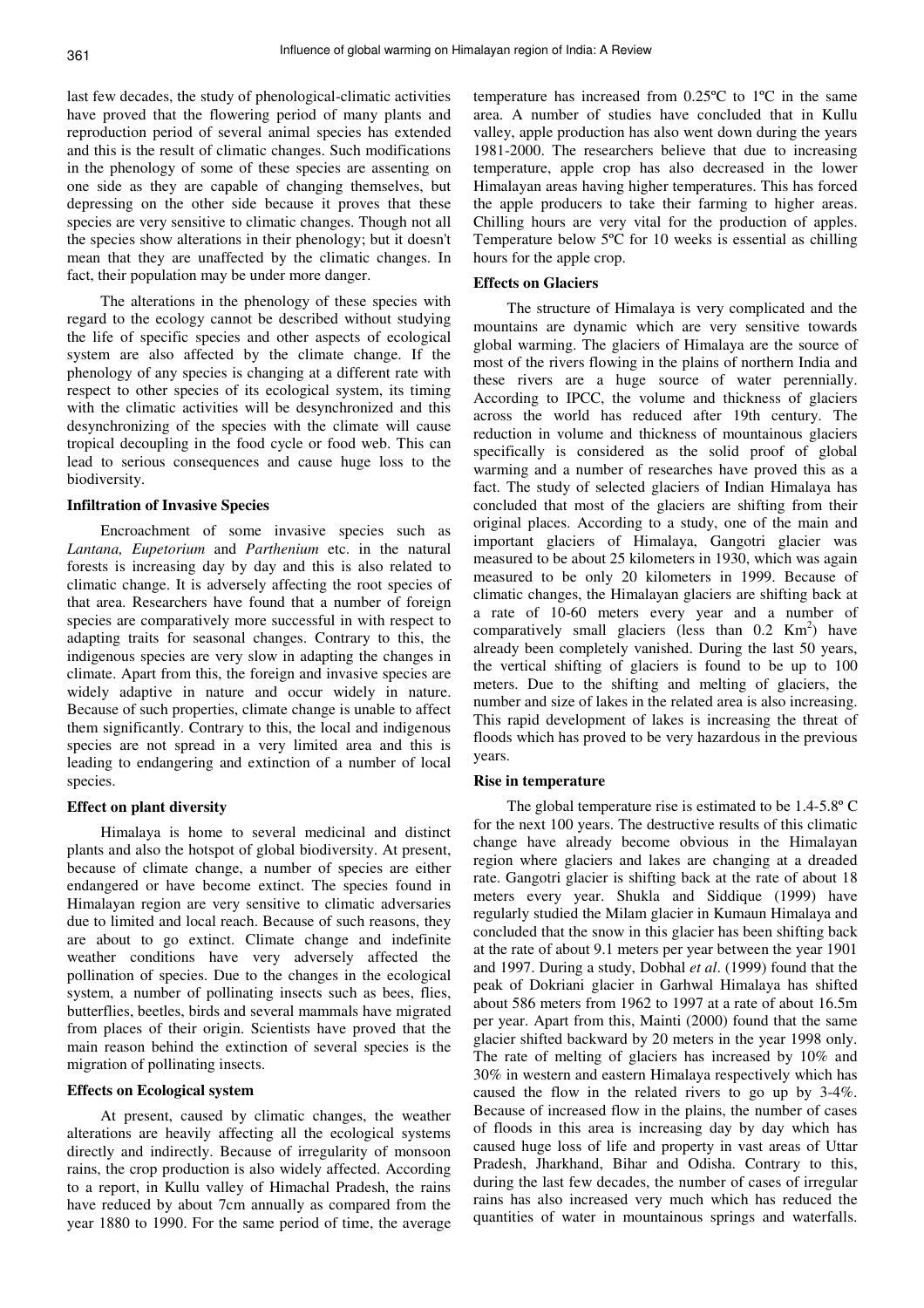last few decades, the study of phenological-climatic activities have proved that the flowering period of many plants and reproduction period of several animal species has extended and this is the result of climatic changes. Such modifications in the phenology of some of these species are assenting on one side as they are capable of changing themselves, but depressing on the other side because it proves that these species are very sensitive to climatic changes. Though not all the species show alterations in their phenology; but it doesn't mean that they are unaffected by the climatic changes. In fact, their population may be under more danger.

The alterations in the phenology of these species with regard to the ecology cannot be described without studying the life of specific species and other aspects of ecological system are also affected by the climate change. If the phenology of any species is changing at a different rate with respect to other species of its ecological system, its timing with the climatic activities will be desynchronized and this desynchronizing of the species with the climate will cause tropical decoupling in the food cycle or food web. This can lead to serious consequences and cause huge loss to the biodiversity.

**Infiltration of Invasive Species**

Encroachment of some invasive species such as *Lantana, Eupetorium* and *Parthenium* etc. in the natural forests is increasing day by day and this is also related to climatic change. It is adversely affecting the root species of that area. Researchers have found that a number of foreign species are comparatively more successful in with respect to adapting traits for seasonal changes. Contrary to this, the indigenous species are very slow in adapting the changes in climate. Apart from this, the foreign and invasive species are widely adaptive in nature and occur widely in nature. Because of such properties, climate change is unable to affect them significantly. Contrary to this, the local and indigenous species are not spread in a very limited area and this is leading to endangering and extinction of a number of local species.

**Effect on plant diversity**

Himalaya is home to several medicinal and distinct plants and also the hotspot of global biodiversity. At present, because of climate change, a number of species are either endangered or have become extinct. The species found in Himalayan region are very sensitive to climatic adversaries due to limited and local reach. Because of such reasons, they are about to go extinct. Climate change and indefinite weather conditions have very adversely affected the pollination of species. Due to the changes in the ecological system, a number of pollinating insects such as bees, flies, butterflies, beetles, birds and several mammals have migrated from places of their origin. Scientists have proved that the main reason behind the extinction of several species is the migration of pollinating insects.

**Effects on Ecological system**

At present, caused by climatic changes, the weather alterations are heavily affecting all the ecological systems directly and indirectly. Because of irregularity of monsoon rains, the crop production is also widely affected. According to a report, in Kullu valley of Himachal Pradesh, the rains have reduced by about 7cm annually as compared from the year 1880 to 1990. For the same period of time, the average temperature has increased from 0.25ºC to 1ºC in the same area. A number of studies have concluded that in Kullu valley, apple production has also went down during the years 1981-2000. The researchers believe that due to increasing temperature, apple crop has also decreased in the lower Himalayan areas having higher temperatures. This has forced the apple producers to take their farming to higher areas. Chilling hours are very vital for the production of apples. Temperature below 5ºC for 10 weeks is essential as chilling hours for the apple crop.

**Effects on Glaciers**

The structure of Himalaya is very complicated and the mountains are dynamic which are very sensitive towards global warming. The glaciers of Himalaya are the source of most of the rivers flowing in the plains of northern India and these rivers are a huge source of water perennially. According to IPCC, the volume and thickness of glaciers across the world has reduced after 19th century. The reduction in volume and thickness of mountainous glaciers specifically is considered as the solid proof of global warming and a number of researches have proved this as a fact. The study of selected glaciers of Indian Himalaya has concluded that most of the glaciers are shifting from their original places. According to a study, one of the main and important glaciers of Himalaya, Gangotri glacier was measured to be about 25 kilometers in 1930, which was again measured to be only 20 kilometers in 1999. Because of climatic changes, the Himalayan glaciers are shifting back at a rate of 10-60 meters every year and a number of comparatively small glaciers (less than 0.2 $Km^2$) have already been completely vanished. During the last 50 years, the vertical shifting of glaciers is found to be up to 100 meters. Due to the shifting and melting of glaciers, the number and size of lakes in the related area is also increasing. This rapid development of lakes is increasing the threat of floods which has proved to be very hazardous in the previous years.

**Rise in temperature**

The global temperature rise is estimated to be 1.4-5.8º C for the next 100 years. The destructive results of this climatic change have already become obvious in the Himalayan region where glaciers and lakes are changing at a dreaded rate. Gangotri glacier is shifting back at the rate of about 18 meters every year. Shukla and Siddique (1999) have regularly studied the Milam glacier in Kumaun Himalaya and concluded that the snow in this glacier has been shifting back at the rate of about 9.1 meters per year between the year 1901 and 1997. During a study, Dobhal *et al*. (1999) found that the peak of Dokriani glacier in Garhwal Himalaya has shifted about 586 meters from 1962 to 1997 at a rate of about 16.5m per year. Apart from this, Mainti (2000) found that the same glacier shifted backward by 20 meters in the year 1998 only. The rate of melting of glaciers has increased by 10% and 30% in western and eastern Himalaya respectively which has caused the flow in the related rivers to go up by 3-4%. Because of increased flow in the plains, the number of cases of floods in this area is increasing day by day which has caused huge loss of life and property in vast areas of Uttar Pradesh, Jharkhand, Bihar and Odisha. Contrary to this, during the last few decades, the number of cases of irregular rains has also increased very much which has reduced the quantities of water in mountainous springs and waterfalls.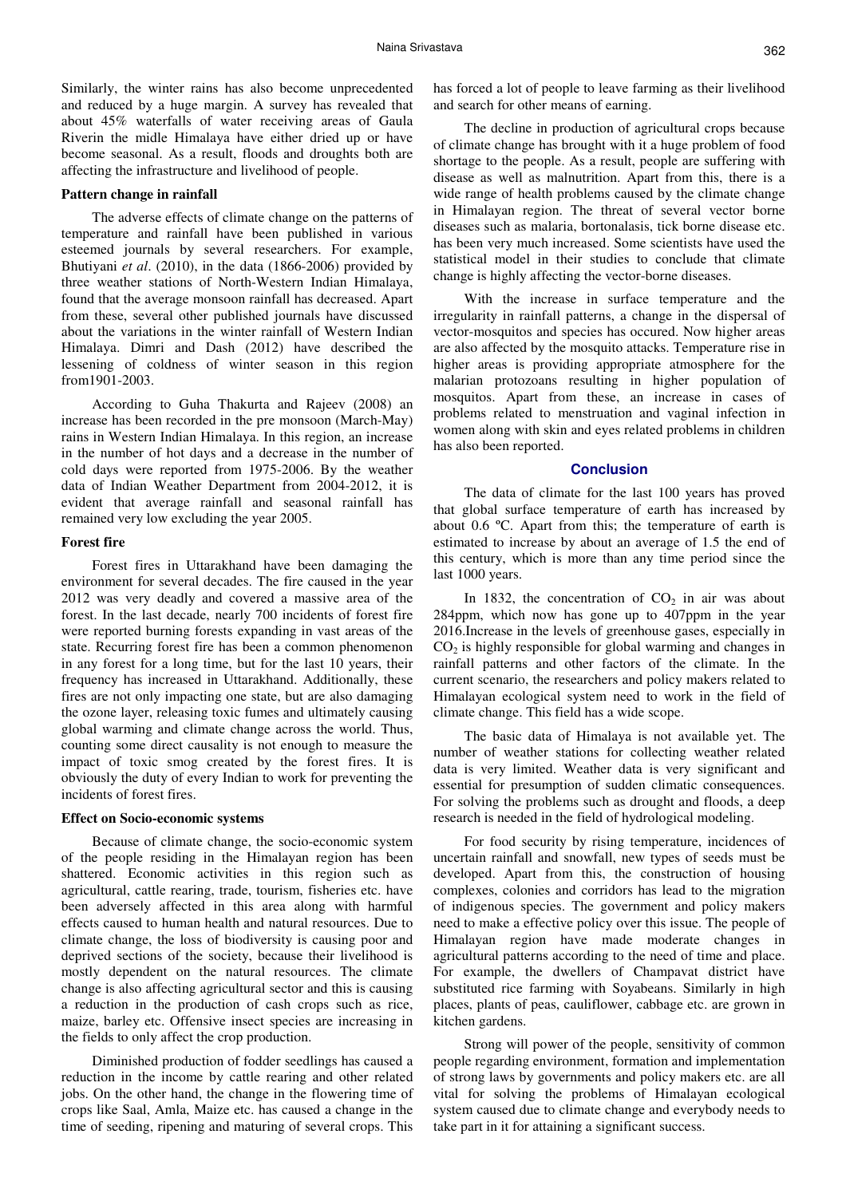Similarly, the winter rains has also become unprecedented and reduced by a huge margin. A survey has revealed that about 45% waterfalls of water receiving areas of Gaula Riverin the midle Himalaya have either dried up or have become seasonal. As a result, floods and droughts both are affecting the infrastructure and livelihood of people.

### Pattern change in rainfall

The adverse effects of climate change on the patterns of temperature and rainfall have been published in various esteemed journals by several researchers. For example, Bhutiyani *et al*. (2010), in the data (1866-2006) provided by three weather stations of North-Western Indian Himalaya, found that the average monsoon rainfall has decreased. Apart from these, several other published journals have discussed about the variations in the winter rainfall of Western Indian Himalaya. Dimri and Dash (2012) have described the lessening of coldness of winter season in this region from1901-2003.

According to Guha Thakurta and Rajeev (2008) an increase has been recorded in the pre monsoon (March-May) rains in Western Indian Himalaya. In this region, an increase in the number of hot days and a decrease in the number of cold days were reported from 1975-2006. By the weather data of Indian Weather Department from 2004-2012, it is evident that average rainfall and seasonal rainfall has remained very low excluding the year 2005.

### Forest fire

Forest fires in Uttarakhand have been damaging the environment for several decades. The fire caused in the year 2012 was very deadly and covered a massive area of the forest. In the last decade, nearly 700 incidents of forest fire were reported burning forests expanding in vast areas of the state. Recurring forest fire has been a common phenomenon in any forest for a long time, but for the last 10 years, their frequency has increased in Uttarakhand. Additionally, these fires are not only impacting one state, but are also damaging the ozone layer, releasing toxic fumes and ultimately causing global warming and climate change across the world. Thus, counting some direct causality is not enough to measure the impact of toxic smog created by the forest fires. It is obviously the duty of every Indian to work for preventing the incidents of forest fires.

### Effect on Socio-economic systems

Because of climate change, the socio-economic system of the people residing in the Himalayan region has been shattered. Economic activities in this region such as agricultural, cattle rearing, trade, tourism, fisheries etc. have been adversely affected in this area along with harmful effects caused to human health and natural resources. Due to climate change, the loss of biodiversity is causing poor and deprived sections of the society, because their livelihood is mostly dependent on the natural resources. The climate change is also affecting agricultural sector and this is causing a reduction in the production of cash crops such as rice, maize, barley etc. Offensive insect species are increasing in the fields to only affect the crop production.

Diminished production of fodder seedlings has caused a reduction in the income by cattle rearing and other related jobs. On the other hand, the change in the flowering time of crops like Saal, Amla, Maize etc. has caused a change in the time of seeding, ripening and maturing of several crops. This has forced a lot of people to leave farming as their livelihood and search for other means of earning.

The decline in production of agricultural crops because of climate change has brought with it a huge problem of food shortage to the people. As a result, people are suffering with disease as well as malnutrition. Apart from this, there is a wide range of health problems caused by the climate change in Himalayan region. The threat of several vector borne diseases such as malaria, bortonalasis, tick borne disease etc. has been very much increased. Some scientists have used the statistical model in their studies to conclude that climate change is highly affecting the vector-borne diseases.

With the increase in surface temperature and the irregularity in rainfall patterns, a change in the dispersal of vector-mosquitos and species has occured. Now higher areas are also affected by the mosquito attacks. Temperature rise in higher areas is providing appropriate atmosphere for the malarian protozoans resulting in higher population of mosquitos. Apart from these, an increase in cases of problems related to menstruation and vaginal infection in women along with skin and eyes related problems in children has also been reported.

## Conclusion

The data of climate for the last 100 years has proved that global surface temperature of earth has increased by about 0.6 ºC. Apart from this; the temperature of earth is estimated to increase by about an average of 1.5 the end of this century, which is more than any time period since the last 1000 years.

In 1832, the concentration of $CO_2$ in air was about 284ppm, which now has gone up to 407ppm in the year 2016.Increase in the levels of greenhouse gases, especially in $CO_2$ is highly responsible for global warming and changes in rainfall patterns and other factors of the climate. In the current scenario, the researchers and policy makers related to Himalayan ecological system need to work in the field of climate change. This field has a wide scope.

The basic data of Himalaya is not available yet. The number of weather stations for collecting weather related data is very limited. Weather data is very significant and essential for presumption of sudden climatic consequences. For solving the problems such as drought and floods, a deep research is needed in the field of hydrological modeling.

For food security by rising temperature, incidences of uncertain rainfall and snowfall, new types of seeds must be developed. Apart from this, the construction of housing complexes, colonies and corridors has lead to the migration of indigenous species. The government and policy makers need to make a effective policy over this issue. The people of Himalayan region have made moderate changes in agricultural patterns according to the need of time and place. For example, the dwellers of Champavat district have substituted rice farming with Soyabeans. Similarly in high places, plants of peas, cauliflower, cabbage etc. are grown in kitchen gardens.

Strong will power of the people, sensitivity of common people regarding environment, formation and implementation of strong laws by governments and policy makers etc. are all vital for solving the problems of Himalayan ecological system caused due to climate change and everybody needs to take part in it for attaining a significant success.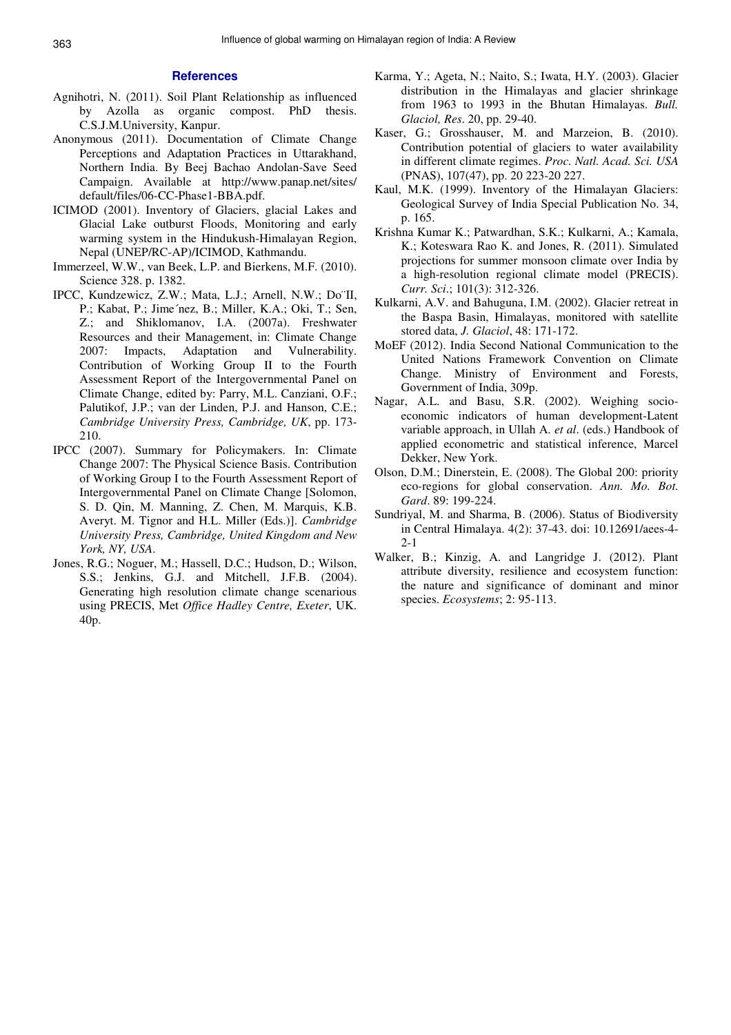## References

Agnihotri, N. (2011). Soil Plant Relationship as influenced by Azolla as organic compost. PhD thesis. C.S.J.M.University, Kanpur.

Anonymous (2011). Documentation of Climate Change Perceptions and Adaptation Practices in Uttarakhand, Northern India. By Beej Bachao Andolan-Save Seed Campaign. Available at http://www.panap.net/sites/default/files/06-CC-Phase1-BBA.pdf.

ICIMOD (2001). Inventory of Glaciers, glacial Lakes and Glacial Lake outburst Floods, Monitoring and early warming system in the Hindukush-Himalayan Region, Nepal (UNEP/RC-AP)/ICIMOD, Kathmandu.

Immerzeel, W.W., van Beek, L.P. and Bierkens, M.F. (2010). Science 328. p. 1382.

IPCC, Kundzewicz, Z.W.; Mata, L.J.; Arnell, N.W.; Do¨ll, P.; Kabat, P.; Jime´nez, B.; Miller, K.A.; Oki, T.; Sen, Z.; and Shiklomanov, I.A. (2007a). Freshwater Resources and their Management, in: Climate Change 2007: Impacts, Adaptation and Vulnerability. Contribution of Working Group II to the Fourth Assessment Report of the Intergovernmental Panel on Climate Change, edited by: Parry, M.L. Canziani, O.F.; Palutikof, J.P.; van der Linden, P.J. and Hanson, C.E.; *Cambridge University Press, Cambridge, UK*, pp. 173-210.

IPCC (2007). Summary for Policymakers. In: Climate Change 2007: The Physical Science Basis. Contribution of Working Group I to the Fourth Assessment Report of Intergovernmental Panel on Climate Change [Solomon, S. D. Qin, M. Manning, Z. Chen, M. Marquis, K.B. Averyt. M. Tignor and H.L. Miller (Eds.)]. *Cambridge University Press, Cambridge, United Kingdom and New York, NY, USA*.

Jones, R.G.; Noguer, M.; Hassell, D.C.; Hudson, D.; Wilson, S.S.; Jenkins, G.J. and Mitchell, J.F.B. (2004). Generating high resolution climate change scenarious using PRECIS, Met *Office Hadley Centre, Exeter*, UK. 40p.

Karma, Y.; Ageta, N.; Naito, S.; Iwata, H.Y. (2003). Glacier distribution in the Himalayas and glacier shrinkage from 1963 to 1993 in the Bhutan Himalayas. *Bull. Glaciol, Res*. 20, pp. 29-40.

Kaser, G.; Grosshauser, M. and Marzeion, B. (2010). Contribution potential of glaciers to water availability in different climate regimes. *Proc. Natl. Acad. Sci. USA* (PNAS), 107(47), pp. 20 223-20 227.

Kaul, M.K. (1999). Inventory of the Himalayan Glaciers: Geological Survey of India Special Publication No. 34, p. 165.

Krishna Kumar K.; Patwardhan, S.K.; Kulkarni, A.; Kamala, K.; Koteswara Rao K. and Jones, R. (2011). Simulated projections for summer monsoon climate over India by a high-resolution regional climate model (PRECIS). *Curr. Sci*.; 101(3): 312-326.

Kulkarni, A.V. and Bahuguna, I.M. (2002). Glacier retreat in the Baspa Basin, Himalayas, monitored with satellite stored data, *J. Glaciol*, 48: 171-172.

MoEF (2012). India Second National Communication to the United Nations Framework Convention on Climate Change. Ministry of Environment and Forests, Government of India, 309p.

Nagar, A.L. and Basu, S.R. (2002). Weighing socio-economic indicators of human development-Latent variable approach, in Ullah A. *et al*. (eds.) Handbook of applied econometric and statistical inference, Marcel Dekker, New York.

Olson, D.M.; Dinerstein, E. (2008). The Global 200: priority eco-regions for global conservation. *Ann. Mo. Bot. Gard*. 89: 199-224.

Sundriyal, M. and Sharma, B. (2006). Status of Biodiversity in Central Himalaya. 4(2): 37-43. doi: 10.12691/aees-4-2-1

Walker, B.; Kinzig, A. and Langridge J. (2012). Plant attribute diversity, resilience and ecosystem function: the nature and significance of dominant and minor species. *Ecosystems*; 2: 95-113.